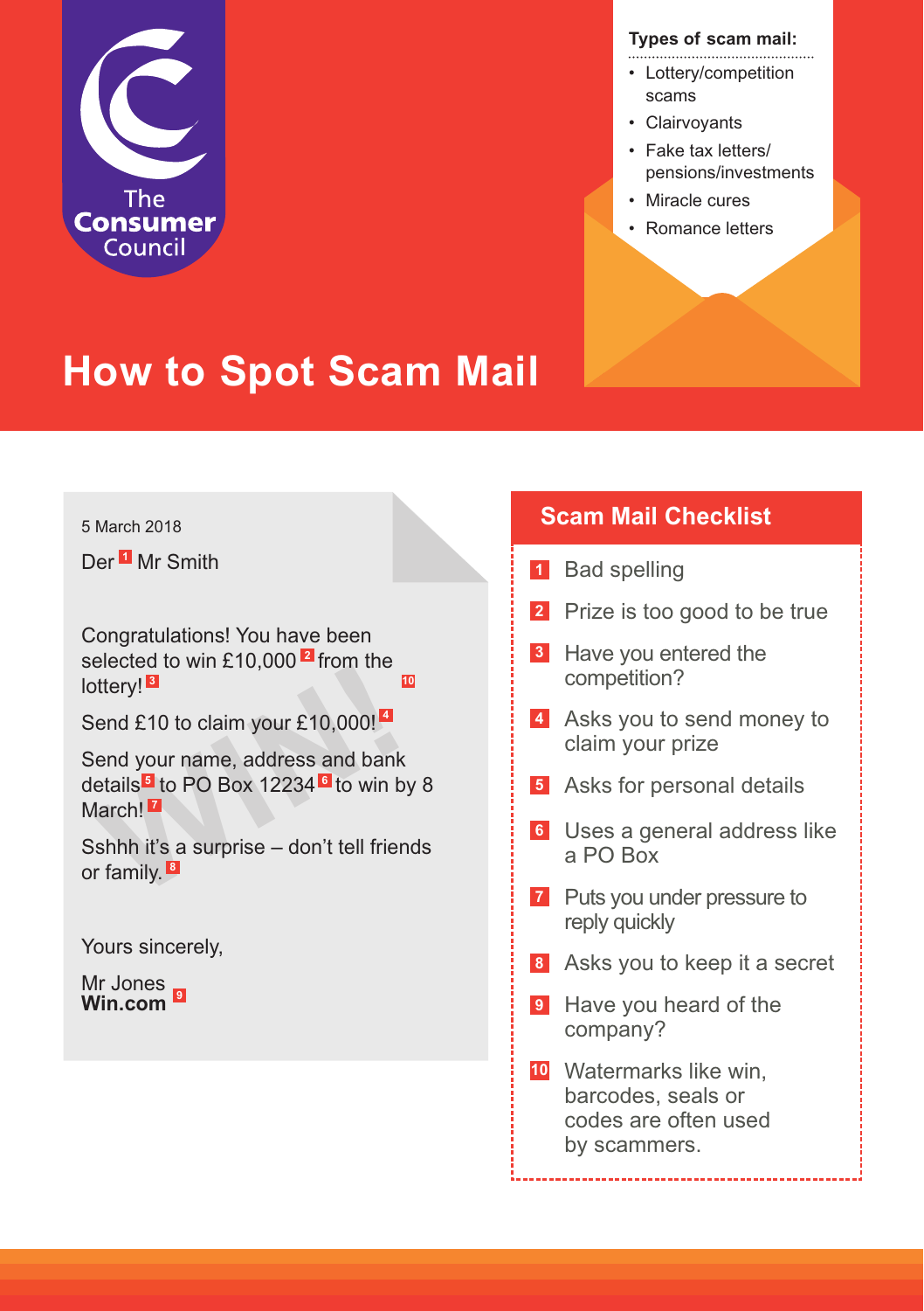The Consumer Council

**Types of scam mail:**

- Lottery/competition scams
- Clairvoyants
- Fake tax letters/ pensions/investments
- Miracle cures
- Romance letters

# How to Spot Scam Mail

5 March 2018

Der [1] Mr Smith

Congratulations! You have been selected to win £10,000 [2] from the lottery! [3] [10]

Send £10 to claim your £10,000! [4]

Send your name, address and bank details [5] to PO Box 12234 [6] to win by 8 March! [7]

Sshhh it's a surprise – don't tell friends or family. [8]

Yours sincerely,

Mr Jones
**Win.com** [9]

WIN!

## Scam Mail Checklist

1. Bad spelling
2. Prize is too good to be true
3. Have you entered the competition?
4. Asks you to send money to claim your prize
5. Asks for personal details
6. Uses a general address like a PO Box
7. Puts you under pressure to reply quickly
8. Asks you to keep it a secret
9. Have you heard of the company?
10. Watermarks like win, barcodes, seals or codes are often used by scammers.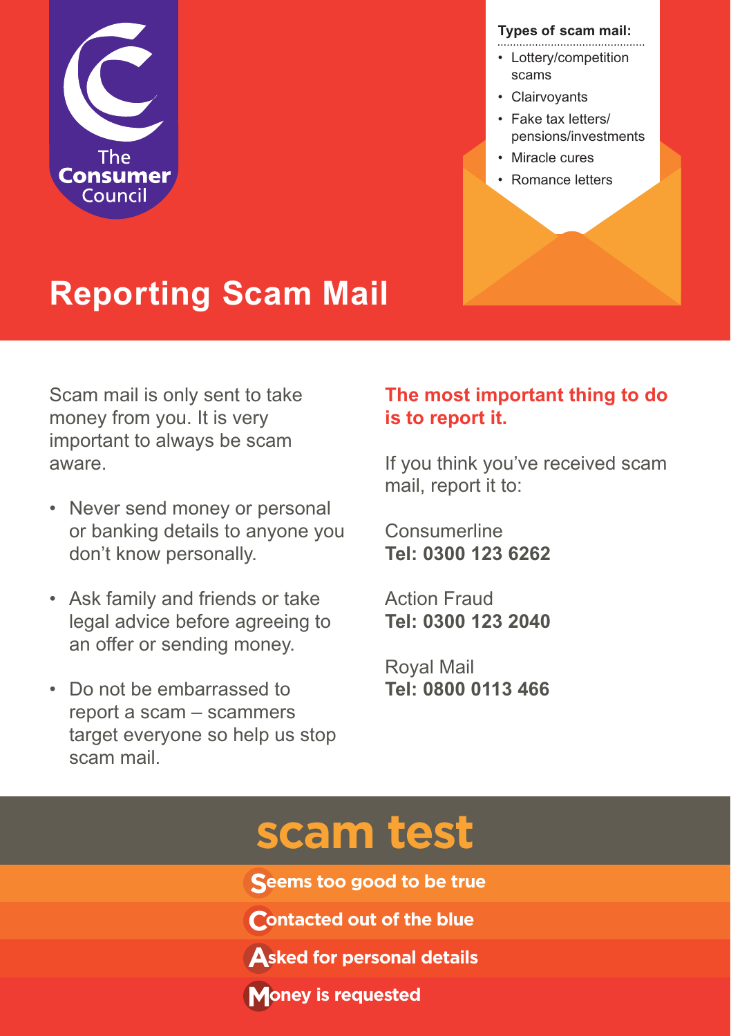The Consumer Council

**Types of scam mail:**

- Lottery/competition scams
- Clairvoyants
- Fake tax letters/ pensions/investments
- Miracle cures
- Romance letters

# Reporting Scam Mail

Scam mail is only sent to take money from you. It is very important to always be scam aware.

- Never send money or personal or banking details to anyone you don't know personally.
- Ask family and friends or take legal advice before agreeing to an offer or sending money.
- Do not be embarrassed to report a scam – scammers target everyone so help us stop scam mail.

**The most important thing to do is to report it.**

If you think you've received scam mail, report it to:

Consumerline
**Tel: 0300 123 6262**

Action Fraud
**Tel: 0300 123 2040**

Royal Mail
**Tel: 0800 0113 466**

## scam test

**S**eems too good to be true

**C**ontacted out of the blue

**A**sked for personal details

**M**oney is requested